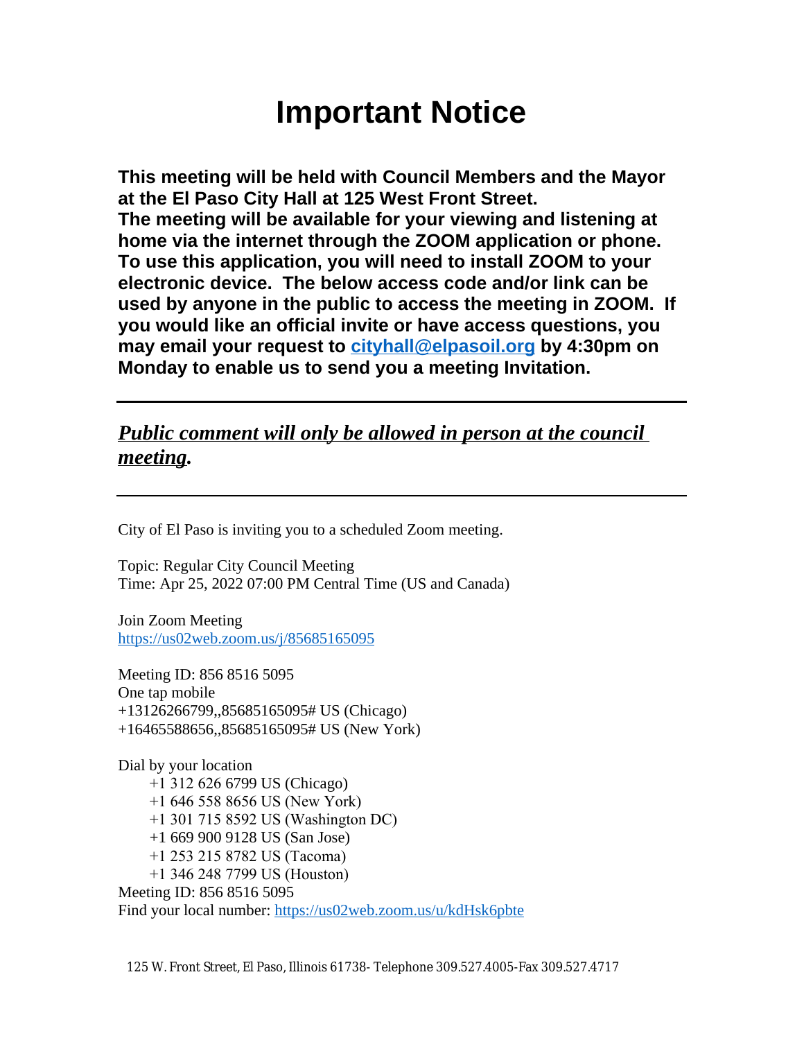# Important Notice

**This meeting will be held with Council Members and the Mayor at the El Paso City Hall at 125 West Front Street.**
**The meeting will be available for your viewing and listening at home via the internet through the ZOOM application or phone. To use this application, you will need to install ZOOM to your electronic device. The below access code and/or link can be used by anyone in the public to access the meeting in ZOOM. If you would like an official invite or have access questions, you may email your request to [cityhall@elpasoil.org](mailto:cityhall@elpasoil.org) by 4:30pm on Monday to enable us to send you a meeting Invitation.**

---

***Public comment will only be allowed in person at the council meeting.***

---

City of El Paso is inviting you to a scheduled Zoom meeting.

Topic: Regular City Council Meeting
Time: Apr 25, 2022 07:00 PM Central Time (US and Canada)

Join Zoom Meeting
https://us02web.zoom.us/j/85685165095

Meeting ID: 856 8516 5095
One tap mobile
+13126266799,,85685165095# US (Chicago)
+16465588656,,85685165095# US (New York)

Dial by your location
- +1 312 626 6799 US (Chicago)
- +1 646 558 8656 US (New York)
- +1 301 715 8592 US (Washington DC)
- +1 669 900 9128 US (San Jose)
- +1 253 215 8782 US (Tacoma)
- +1 346 248 7799 US (Houston)

Meeting ID: 856 8516 5095
Find your local number: https://us02web.zoom.us/u/kdHsk6pbte

125 W. Front Street, El Paso, Illinois 61738- Telephone 309.527.4005-Fax 309.527.4717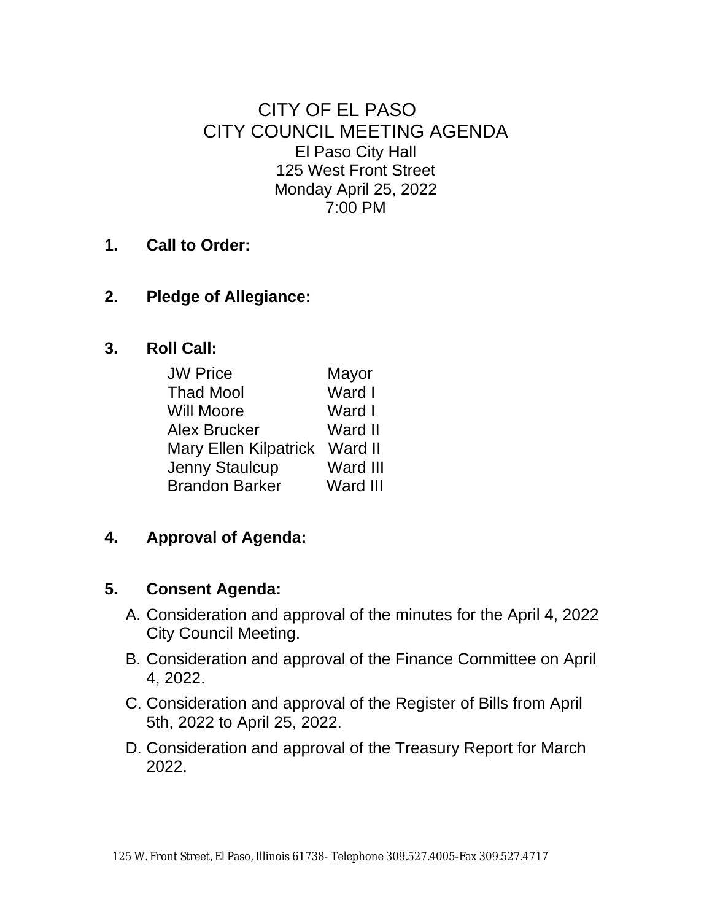# CITY OF EL PASO
# CITY COUNCIL MEETING AGENDA

El Paso City Hall
125 West Front Street
Monday April 25, 2022
7:00 PM

**1. Call to Order:**

**2. Pledge of Allegiance:**

**3. Roll Call:**

| | |
|---|---|
| JW Price | Mayor |
| Thad Mool | Ward I |
| Will Moore | Ward I |
| Alex Brucker | Ward II |
| Mary Ellen Kilpatrick | Ward II |
| Jenny Staulcup | Ward III |
| Brandon Barker | Ward III |

**4. Approval of Agenda:**

**5. Consent Agenda:**

A. Consideration and approval of the minutes for the April 4, 2022 City Council Meeting.

B. Consideration and approval of the Finance Committee on April 4, 2022.

C. Consideration and approval of the Register of Bills from April 5th, 2022 to April 25, 2022.

D. Consideration and approval of the Treasury Report for March 2022.

125 W. Front Street, El Paso, Illinois 61738- Telephone 309.527.4005-Fax 309.527.4717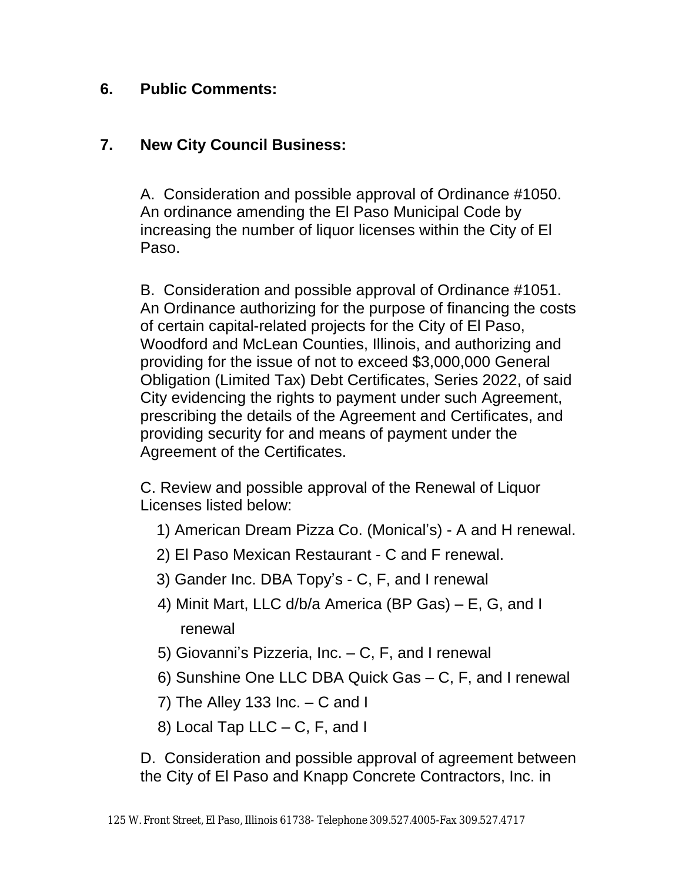**6. Public Comments:**

**7. New City Council Business:**

A. Consideration and possible approval of Ordinance #1050. An ordinance amending the El Paso Municipal Code by increasing the number of liquor licenses within the City of El Paso.

B. Consideration and possible approval of Ordinance #1051. An Ordinance authorizing for the purpose of financing the costs of certain capital-related projects for the City of El Paso, Woodford and McLean Counties, Illinois, and authorizing and providing for the issue of not to exceed $3,000,000 General Obligation (Limited Tax) Debt Certificates, Series 2022, of said City evidencing the rights to payment under such Agreement, prescribing the details of the Agreement and Certificates, and providing security for and means of payment under the Agreement of the Certificates.

C. Review and possible approval of the Renewal of Liquor Licenses listed below:

1) American Dream Pizza Co. (Monical's) - A and H renewal.
2) El Paso Mexican Restaurant - C and F renewal.
3) Gander Inc. DBA Topy's - C, F, and I renewal
4) Minit Mart, LLC d/b/a America (BP Gas) – E, G, and I renewal
5) Giovanni's Pizzeria, Inc. – C, F, and I renewal
6) Sunshine One LLC DBA Quick Gas – C, F, and I renewal
7) The Alley 133 Inc. – C and I
8) Local Tap LLC – C, F, and I

D. Consideration and possible approval of agreement between the City of El Paso and Knapp Concrete Contractors, Inc. in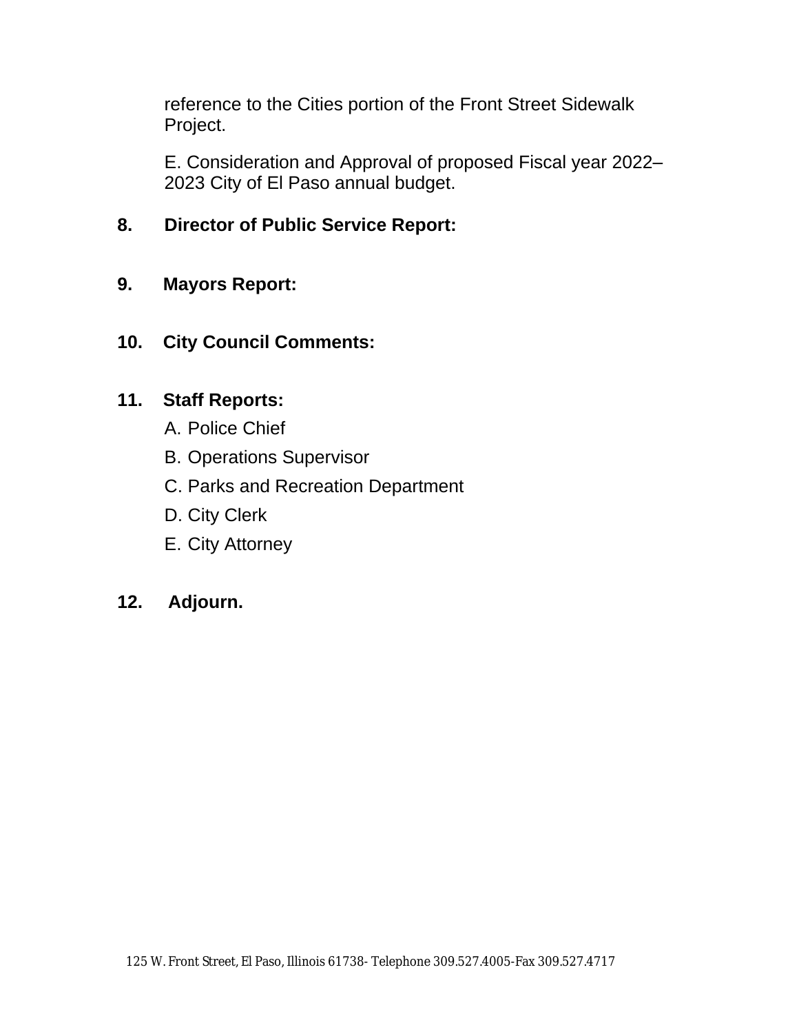reference to the Cities portion of the Front Street Sidewalk Project.

E. Consideration and Approval of proposed Fiscal year 2022–2023 City of El Paso annual budget.

**8. Director of Public Service Report:**

**9. Mayors Report:**

**10. City Council Comments:**

**11. Staff Reports:**

A. Police Chief

B. Operations Supervisor

C. Parks and Recreation Department

D. City Clerk

E. City Attorney

**12. Adjourn.**

125 W. Front Street, El Paso, Illinois 61738- Telephone 309.527.4005-Fax 309.527.4717